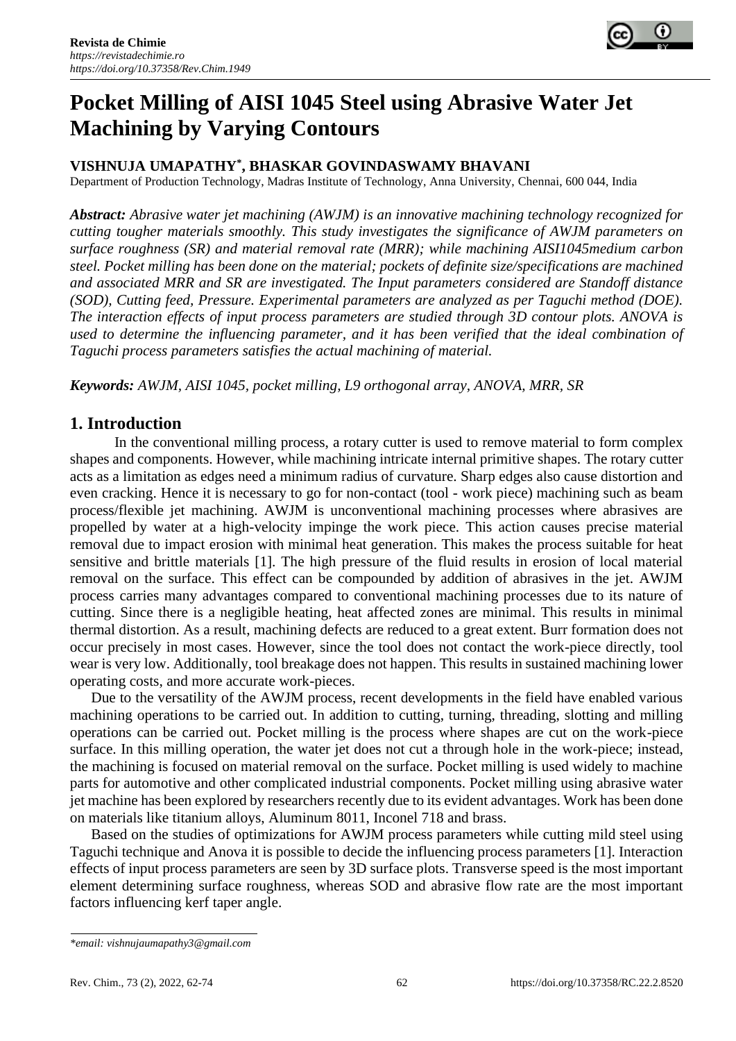# Pocket Milling of AISI 1045 Steel using Abrasive Water Jet Machining by Varying Contours

**VISHNUJA UMAPATHY*, BHASKAR GOVINDASWAMY BHAVANI**

Department of Production Technology, Madras Institute of Technology, Anna University, Chennai, 600 044, India

***Abstract:*** *Abrasive water jet machining (AWJM) is an innovative machining technology recognized for cutting tougher materials smoothly. This study investigates the significance of AWJM parameters on surface roughness (SR) and material removal rate (MRR); while machining AISI1045medium carbon steel. Pocket milling has been done on the material; pockets of definite size/specifications are machined and associated MRR and SR are investigated. The Input parameters considered are Standoff distance (SOD), Cutting feed, Pressure. Experimental parameters are analyzed as per Taguchi method (DOE). The interaction effects of input process parameters are studied through 3D contour plots. ANOVA is used to determine the influencing parameter, and it has been verified that the ideal combination of Taguchi process parameters satisfies the actual machining of material.*

***Keywords:*** *AWJM, AISI 1045, pocket milling, L9 orthogonal array, ANOVA, MRR, SR*

## 1. Introduction

In the conventional milling process, a rotary cutter is used to remove material to form complex shapes and components. However, while machining intricate internal primitive shapes. The rotary cutter acts as a limitation as edges need a minimum radius of curvature. Sharp edges also cause distortion and even cracking. Hence it is necessary to go for non-contact (tool - work piece) machining such as beam process/flexible jet machining. AWJM is unconventional machining processes where abrasives are propelled by water at a high-velocity impinge the work piece. This action causes precise material removal due to impact erosion with minimal heat generation. This makes the process suitable for heat sensitive and brittle materials [1]. The high pressure of the fluid results in erosion of local material removal on the surface. This effect can be compounded by addition of abrasives in the jet. AWJM process carries many advantages compared to conventional machining processes due to its nature of cutting. Since there is a negligible heating, heat affected zones are minimal. This results in minimal thermal distortion. As a result, machining defects are reduced to a great extent. Burr formation does not occur precisely in most cases. However, since the tool does not contact the work-piece directly, tool wear is very low. Additionally, tool breakage does not happen. This results in sustained machining lower operating costs, and more accurate work-pieces.

Due to the versatility of the AWJM process, recent developments in the field have enabled various machining operations to be carried out. In addition to cutting, turning, threading, slotting and milling operations can be carried out. Pocket milling is the process where shapes are cut on the work-piece surface. In this milling operation, the water jet does not cut a through hole in the work-piece; instead, the machining is focused on material removal on the surface. Pocket milling is used widely to machine parts for automotive and other complicated industrial components. Pocket milling using abrasive water jet machine has been explored by researchers recently due to its evident advantages. Work has been done on materials like titanium alloys, Aluminum 8011, Inconel 718 and brass.

Based on the studies of optimizations for AWJM process parameters while cutting mild steel using Taguchi technique and Anova it is possible to decide the influencing process parameters [1]. Interaction effects of input process parameters are seen by 3D surface plots. Transverse speed is the most important element determining surface roughness, whereas SOD and abrasive flow rate are the most important factors influencing kerf taper angle.

*\*email: vishnujaumapathy3@gmail.com*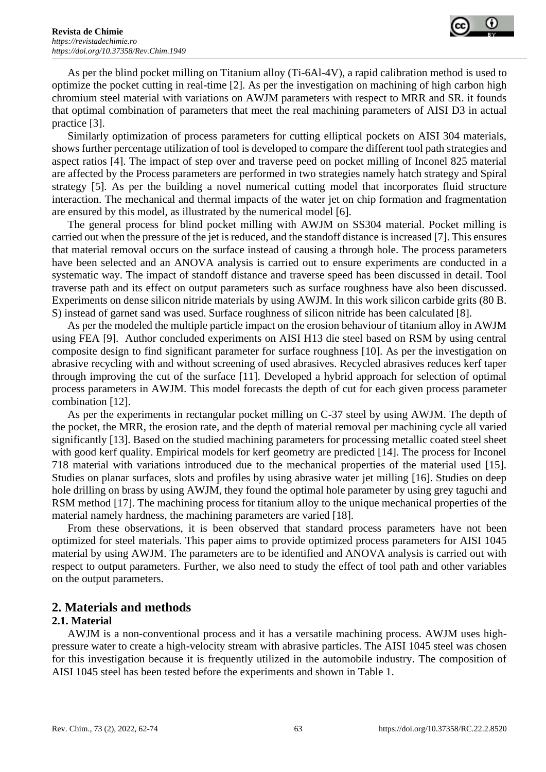As per the blind pocket milling on Titanium alloy (Ti-6Al-4V), a rapid calibration method is used to optimize the pocket cutting in real-time [2]. As per the investigation on machining of high carbon high chromium steel material with variations on AWJM parameters with respect to MRR and SR. it founds that optimal combination of parameters that meet the real machining parameters of AISI D3 in actual practice [3].

Similarly optimization of process parameters for cutting elliptical pockets on AISI 304 materials, shows further percentage utilization of tool is developed to compare the different tool path strategies and aspect ratios [4]. The impact of step over and traverse peed on pocket milling of Inconel 825 material are affected by the Process parameters are performed in two strategies namely hatch strategy and Spiral strategy [5]. As per the building a novel numerical cutting model that incorporates fluid structure interaction. The mechanical and thermal impacts of the water jet on chip formation and fragmentation are ensured by this model, as illustrated by the numerical model [6].

The general process for blind pocket milling with AWJM on SS304 material. Pocket milling is carried out when the pressure of the jet is reduced, and the standoff distance is increased [7]. This ensures that material removal occurs on the surface instead of causing a through hole. The process parameters have been selected and an ANOVA analysis is carried out to ensure experiments are conducted in a systematic way. The impact of standoff distance and traverse speed has been discussed in detail. Tool traverse path and its effect on output parameters such as surface roughness have also been discussed. Experiments on dense silicon nitride materials by using AWJM. In this work silicon carbide grits (80 B. S) instead of garnet sand was used. Surface roughness of silicon nitride has been calculated [8].

As per the modeled the multiple particle impact on the erosion behaviour of titanium alloy in AWJM using FEA [9]. Author concluded experiments on AISI H13 die steel based on RSM by using central composite design to find significant parameter for surface roughness [10]. As per the investigation on abrasive recycling with and without screening of used abrasives. Recycled abrasives reduces kerf taper through improving the cut of the surface [11]. Developed a hybrid approach for selection of optimal process parameters in AWJM. This model forecasts the depth of cut for each given process parameter combination [12].

As per the experiments in rectangular pocket milling on C-37 steel by using AWJM. The depth of the pocket, the MRR, the erosion rate, and the depth of material removal per machining cycle all varied significantly [13]. Based on the studied machining parameters for processing metallic coated steel sheet with good kerf quality. Empirical models for kerf geometry are predicted [14]. The process for Inconel 718 material with variations introduced due to the mechanical properties of the material used [15]. Studies on planar surfaces, slots and profiles by using abrasive water jet milling [16]. Studies on deep hole drilling on brass by using AWJM, they found the optimal hole parameter by using grey taguchi and RSM method [17]. The machining process for titanium alloy to the unique mechanical properties of the material namely hardness, the machining parameters are varied [18].

From these observations, it is been observed that standard process parameters have not been optimized for steel materials. This paper aims to provide optimized process parameters for AISI 1045 material by using AWJM. The parameters are to be identified and ANOVA analysis is carried out with respect to output parameters. Further, we also need to study the effect of tool path and other variables on the output parameters.

## 2. Materials and methods

### 2.1. Material

AWJM is a non-conventional process and it has a versatile machining process. AWJM uses high-pressure water to create a high-velocity stream with abrasive particles. The AISI 1045 steel was chosen for this investigation because it is frequently utilized in the automobile industry. The composition of AISI 1045 steel has been tested before the experiments and shown in Table 1.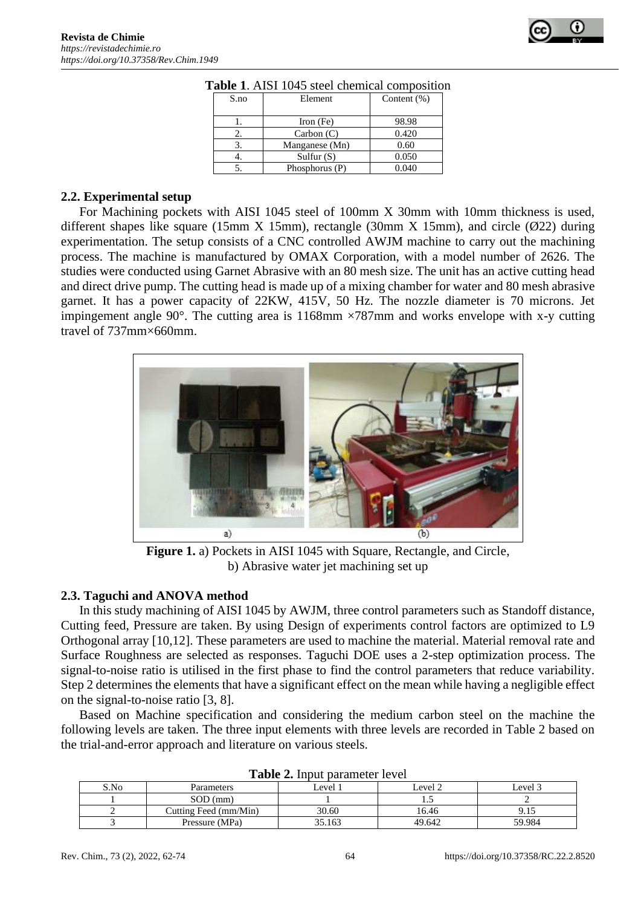**Table 1**. AISI 1045 steel chemical composition

| S.no | Element | Content (%) |
|---|---|---|
| 1. | Iron (Fe) | 98.98 |
| 2. | Carbon (C) | 0.420 |
| 3. | Manganese (Mn) | 0.60 |
| 4. | Sulfur (S) | 0.050 |
| 5. | Phosphorus (P) | 0.040 |

### 2.2. Experimental setup

For Machining pockets with AISI 1045 steel of 100mm X 30mm with 10mm thickness is used, different shapes like square (15mm X 15mm), rectangle (30mm X 15mm), and circle (Ø22) during experimentation. The setup consists of a CNC controlled AWJM machine to carry out the machining process. The machine is manufactured by OMAX Corporation, with a model number of 2626. The studies were conducted using Garnet Abrasive with an 80 mesh size. The unit has an active cutting head and direct drive pump. The cutting head is made up of a mixing chamber for water and 80 mesh abrasive garnet. It has a power capacity of 22KW, 415V, 50 Hz. The nozzle diameter is 70 microns. Jet impingement angle 90°. The cutting area is 1168mm ×787mm and works envelope with x-y cutting travel of 737mm×660mm.

**Figure 1.** a) Pockets in AISI 1045 with Square, Rectangle, and Circle, b) Abrasive water jet machining set up

### 2.3. Taguchi and ANOVA method

In this study machining of AISI 1045 by AWJM, three control parameters such as Standoff distance, Cutting feed, Pressure are taken. By using Design of experiments control factors are optimized to L9 Orthogonal array [10,12]. These parameters are used to machine the material. Material removal rate and Surface Roughness are selected as responses. Taguchi DOE uses a 2-step optimization process. The signal-to-noise ratio is utilised in the first phase to find the control parameters that reduce variability. Step 2 determines the elements that have a significant effect on the mean while having a negligible effect on the signal-to-noise ratio [3, 8].

Based on Machine specification and considering the medium carbon steel on the machine the following levels are taken. The three input elements with three levels are recorded in Table 2 based on the trial-and-error approach and literature on various steels.

**Table 2.** Input parameter level

| S.No | Parameters | Level 1 | Level 2 | Level 3 |
|---|---|---|---|---|
| 1 | SOD (mm) | 1 | 1.5 | 2 |
| 2 | Cutting Feed (mm/Min) | 30.60 | 16.46 | 9.15 |
| 3 | Pressure (MPa) | 35.163 | 49.642 | 59.984 |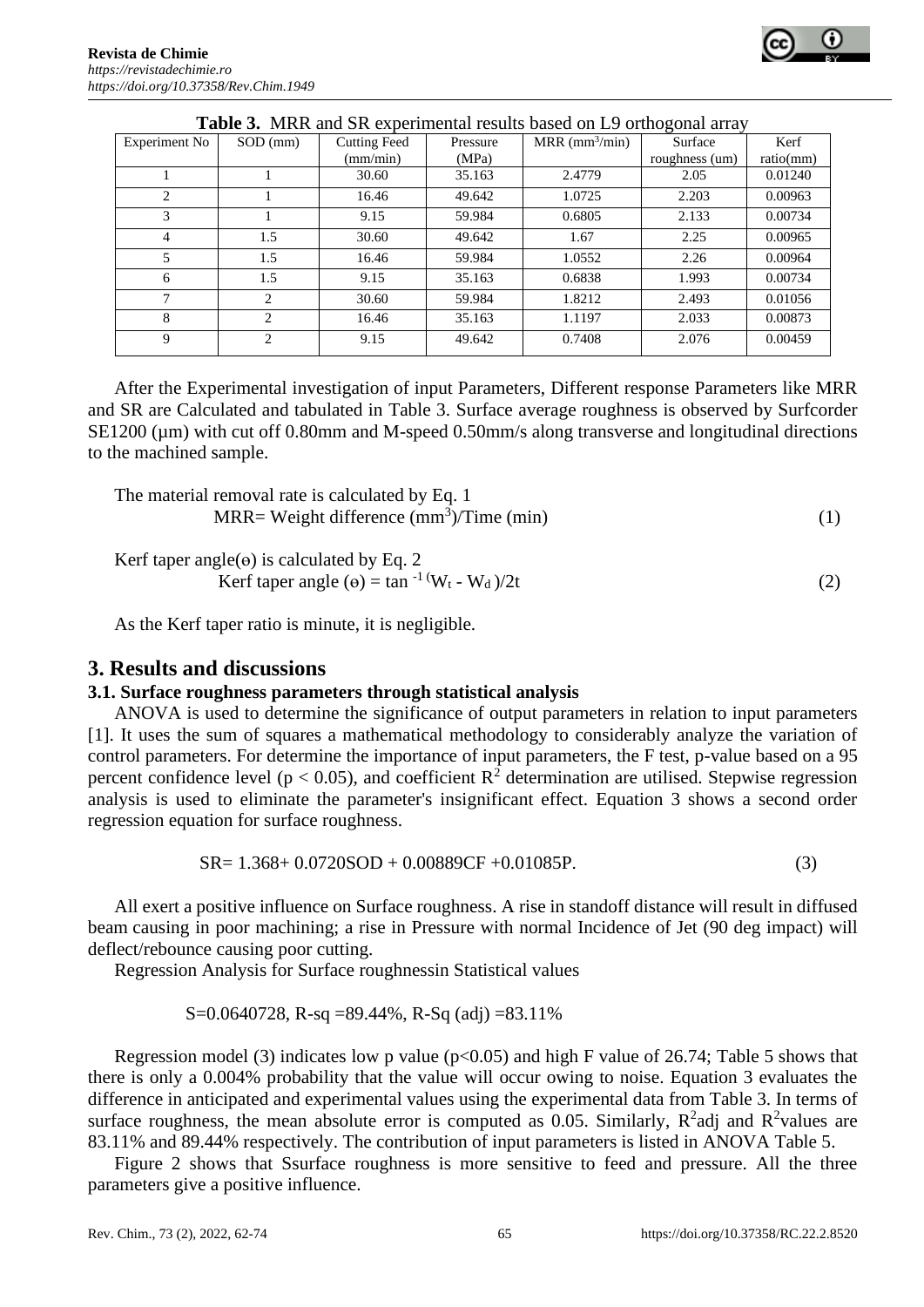**Table 3.** MRR and SR experimental results based on L9 orthogonal array

| Experiment No | SOD (mm) | Cutting Feed (mm/min) | Pressure (MPa) | MRR ($mm^3$/min) | Surface roughness (um) | Kerf ratio(mm) |
|---|---|---|---|---|---|---|
| 1 | 1 | 30.60 | 35.163 | 2.4779 | 2.05 | 0.01240 |
| 2 | 1 | 16.46 | 49.642 | 1.0725 | 2.203 | 0.00963 |
| 3 | 1 | 9.15 | 59.984 | 0.6805 | 2.133 | 0.00734 |
| 4 | 1.5 | 30.60 | 49.642 | 1.67 | 2.25 | 0.00965 |
| 5 | 1.5 | 16.46 | 59.984 | 1.0552 | 2.26 | 0.00964 |
| 6 | 1.5 | 9.15 | 35.163 | 0.6838 | 1.993 | 0.00734 |
| 7 | 2 | 30.60 | 59.984 | 1.8212 | 2.493 | 0.01056 |
| 8 | 2 | 16.46 | 35.163 | 1.1197 | 2.033 | 0.00873 |
| 9 | 2 | 9.15 | 49.642 | 0.7408 | 2.076 | 0.00459 |

After the Experimental investigation of input Parameters, Different response Parameters like MRR and SR are Calculated and tabulated in Table 3. Surface average roughness is observed by Surfcorder SE1200 (μm) with cut off 0.80mm and M-speed 0.50mm/s along transverse and longitudinal directions to the machined sample.

The material removal rate is calculated by Eq. 1

$$\text{MRR} = \text{Weight difference } (mm^3)/\text{Time (min)} \tag{1}$$

Kerf taper angle(ɵ) is calculated by Eq. 2

$$\text{Kerf taper angle } (ɵ) = \tan^{-1}(W_t - W_d)/2t \tag{2}$$

As the Kerf taper ratio is minute, it is negligible.

## 3. Results and discussions

### 3.1. Surface roughness parameters through statistical analysis

ANOVA is used to determine the significance of output parameters in relation to input parameters [1]. It uses the sum of squares a mathematical methodology to considerably analyze the variation of control parameters. For determine the importance of input parameters, the F test, p-value based on a 95 percent confidence level ($p < 0.05$), and coefficient $R^2$ determination are utilised. Stepwise regression analysis is used to eliminate the parameter's insignificant effect. Equation 3 shows a second order regression equation for surface roughness.

$$\text{SR} = 1.368 + 0.0720\text{SOD} + 0.00889\text{CF} + 0.01085\text{P}. \tag{3}$$

All exert a positive influence on Surface roughness. A rise in standoff distance will result in diffused beam causing in poor machining; a rise in Pressure with normal Incidence of Jet (90 deg impact) will deflect/rebounce causing poor cutting.

Regression Analysis for Surface roughnessin Statistical values

S=0.0640728, R-sq =89.44%, R-Sq (adj) =83.11%

Regression model (3) indicates low p value ($p<0.05$) and high F value of 26.74; Table 5 shows that there is only a 0.004% probability that the value will occur owing to noise. Equation 3 evaluates the difference in anticipated and experimental values using the experimental data from Table 3. In terms of surface roughness, the mean absolute error is computed as 0.05. Similarly, $R^2$adj and $R^2$values are 83.11% and 89.44% respectively. The contribution of input parameters is listed in ANOVA Table 5.

Figure 2 shows that Ssurface roughness is more sensitive to feed and pressure. All the three parameters give a positive influence.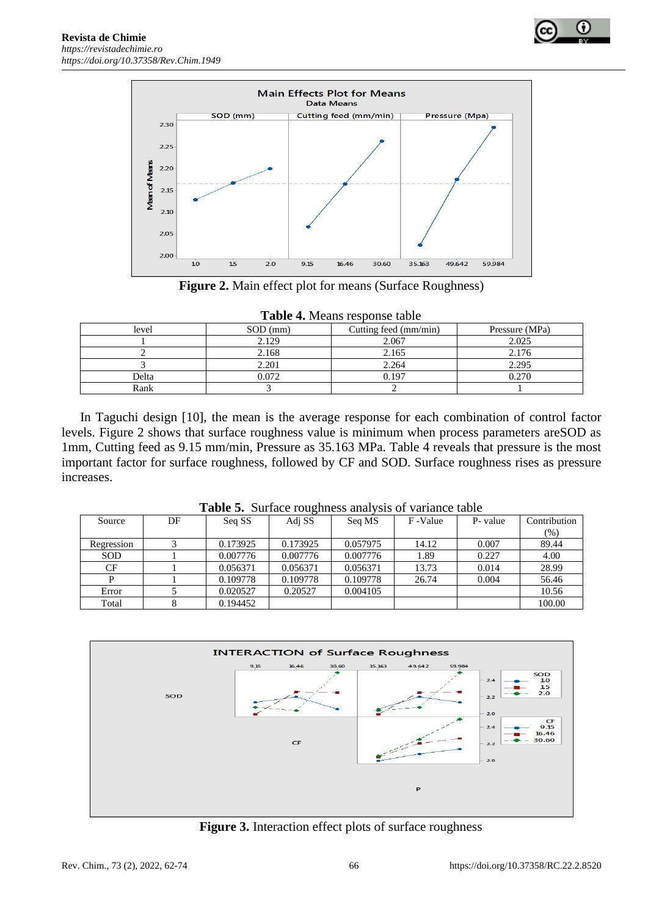**Figure 2.** Main effect plot for means (Surface Roughness)

**Table 4.** Means response table

| level | SOD (mm) | Cutting feed (mm/min) | Pressure (MPa) |
|---|---|---|---|
| 1 | 2.129 | 2.067 | 2.025 |
| 2 | 2.168 | 2.165 | 2.176 |
| 3 | 2.201 | 2.264 | 2.295 |
| Delta | 0.072 | 0.197 | 0.270 |
| Rank | 3 | 2 | 1 |

In Taguchi design [10], the mean is the average response for each combination of control factor levels. Figure 2 shows that surface roughness value is minimum when process parameters areSOD as 1mm, Cutting feed as 9.15 mm/min, Pressure as 35.163 MPa. Table 4 reveals that pressure is the most important factor for surface roughness, followed by CF and SOD. Surface roughness rises as pressure increases.

**Table 5.** Surface roughness analysis of variance table

| Source | DF | Seq SS | Adj SS | Seq MS | F -Value | P- value | Contribution (%) |
|---|---|---|---|---|---|---|---|
| Regression | 3 | 0.173925 | 0.173925 | 0.057975 | 14.12 | 0.007 | 89.44 |
| SOD | 1 | 0.007776 | 0.007776 | 0.007776 | 1.89 | 0.227 | 4.00 |
| CF | 1 | 0.056371 | 0.056371 | 0.056371 | 13.73 | 0.014 | 28.99 |
| P | 1 | 0.109778 | 0.109778 | 0.109778 | 26.74 | 0.004 | 56.46 |
| Error | 5 | 0.020527 | 0.20527 | 0.004105 | | | 10.56 |
| Total | 8 | 0.194452 | | | | | 100.00 |

**Figure 3.** Interaction effect plots of surface roughness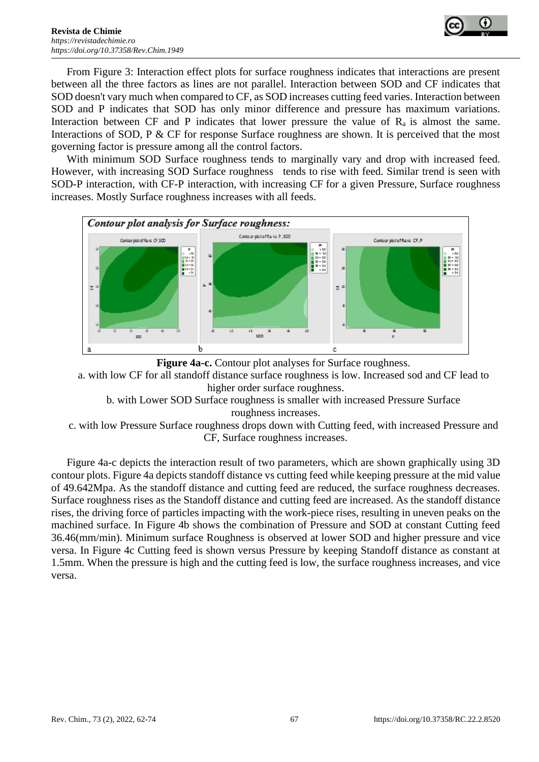From Figure 3: Interaction effect plots for surface roughness indicates that interactions are present between all the three factors as lines are not parallel. Interaction between SOD and CF indicates that SOD doesn't vary much when compared to CF, as SOD increases cutting feed varies. Interaction between SOD and P indicates that SOD has only minor difference and pressure has maximum variations. Interaction between CF and P indicates that lower pressure the value of $R_a$ is almost the same. Interactions of SOD, P & CF for response Surface roughness are shown. It is perceived that the most governing factor is pressure among all the control factors.

With minimum SOD Surface roughness tends to marginally vary and drop with increased feed. However, with increasing SOD Surface roughness tends to rise with feed. Similar trend is seen with SOD-P interaction, with CF-P interaction, with increasing CF for a given Pressure, Surface roughness increases. Mostly Surface roughness increases with all feeds.

***Contour plot analysis for Surface roughness:***

**Figure 4a-c.** Contour plot analyses for Surface roughness.
a. with low CF for all standoff distance surface roughness is low. Increased sod and CF lead to higher order surface roughness.
b. with Lower SOD Surface roughness is smaller with increased Pressure Surface roughness increases.
c. with low Pressure Surface roughness drops down with Cutting feed, with increased Pressure and CF, Surface roughness increases.

Figure 4a-c depicts the interaction result of two parameters, which are shown graphically using 3D contour plots. Figure 4a depicts standoff distance vs cutting feed while keeping pressure at the mid value of 49.642Mpa. As the standoff distance and cutting feed are reduced, the surface roughness decreases. Surface roughness rises as the Standoff distance and cutting feed are increased. As the standoff distance rises, the driving force of particles impacting with the work-piece rises, resulting in uneven peaks on the machined surface. In Figure 4b shows the combination of Pressure and SOD at constant Cutting feed 36.46(mm/min). Minimum surface Roughness is observed at lower SOD and higher pressure and vice versa. In Figure 4c Cutting feed is shown versus Pressure by keeping Standoff distance as constant at 1.5mm. When the pressure is high and the cutting feed is low, the surface roughness increases, and vice versa.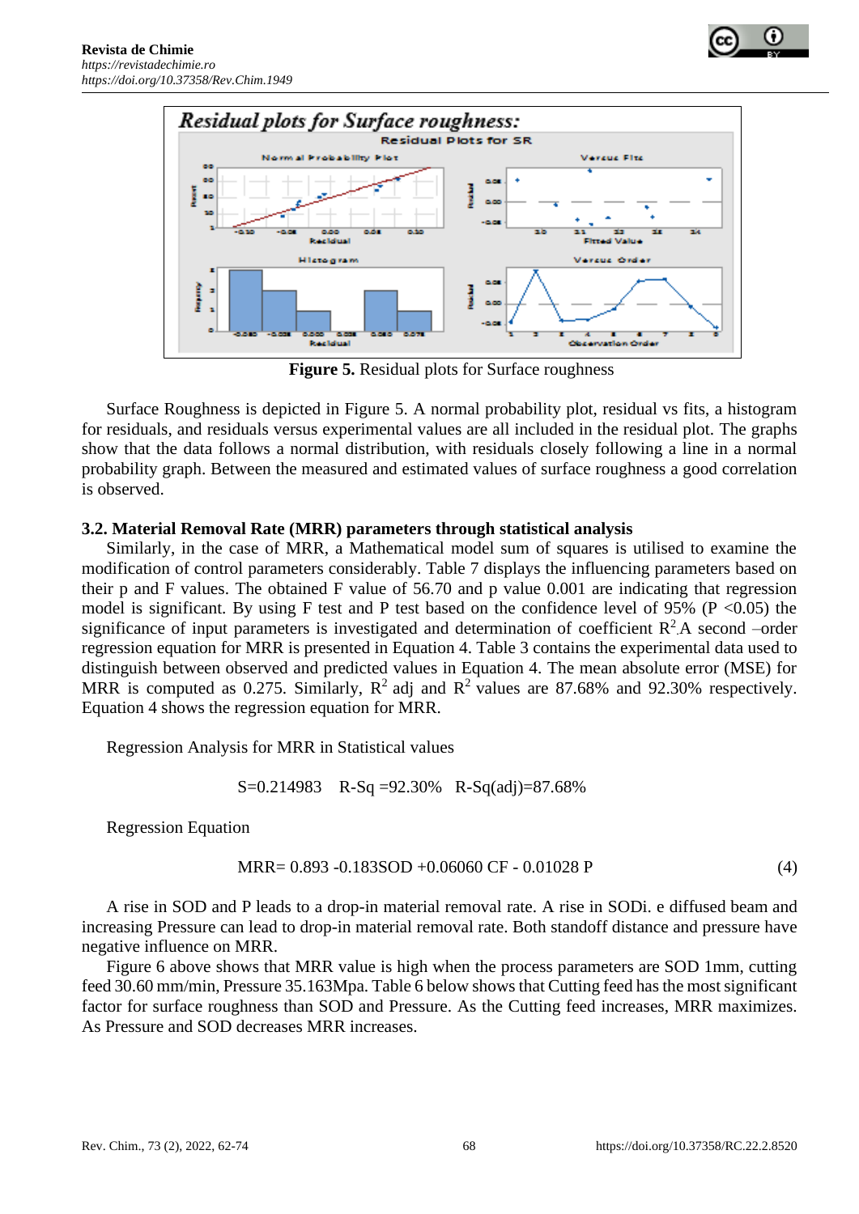*Residual plots for Surface roughness:*

**Figure 5.** Residual plots for Surface roughness

Surface Roughness is depicted in Figure 5. A normal probability plot, residual vs fits, a histogram for residuals, and residuals versus experimental values are all included in the residual plot. The graphs show that the data follows a normal distribution, with residuals closely following a line in a normal probability graph. Between the measured and estimated values of surface roughness a good correlation is observed.

### 3.2. Material Removal Rate (MRR) parameters through statistical analysis

Similarly, in the case of MRR, a Mathematical model sum of squares is utilised to examine the modification of control parameters considerably. Table 7 displays the influencing parameters based on their p and F values. The obtained F value of 56.70 and p value 0.001 are indicating that regression model is significant. By using F test and P test based on the confidence level of 95% ($P < 0.05$) the significance of input parameters is investigated and determination of coefficient $R^2$.A second –order regression equation for MRR is presented in Equation 4. Table 3 contains the experimental data used to distinguish between observed and predicted values in Equation 4. The mean absolute error (MSE) for MRR is computed as 0.275. Similarly, $R^2$ adj and $R^2$ values are 87.68% and 92.30% respectively. Equation 4 shows the regression equation for MRR.

Regression Analysis for MRR in Statistical values

S=0.214983  R-Sq =92.30%  R-Sq(adj)=87.68%

Regression Equation

$$MRR = 0.893 - 0.183SOD + 0.06060\ CF - 0.01028\ P \tag{4}$$

A rise in SOD and P leads to a drop-in material removal rate. A rise in SODi. e diffused beam and increasing Pressure can lead to drop-in material removal rate. Both standoff distance and pressure have negative influence on MRR.

Figure 6 above shows that MRR value is high when the process parameters are SOD 1mm, cutting feed 30.60 mm/min, Pressure 35.163Mpa. Table 6 below shows that Cutting feed has the most significant factor for surface roughness than SOD and Pressure. As the Cutting feed increases, MRR maximizes. As Pressure and SOD decreases MRR increases.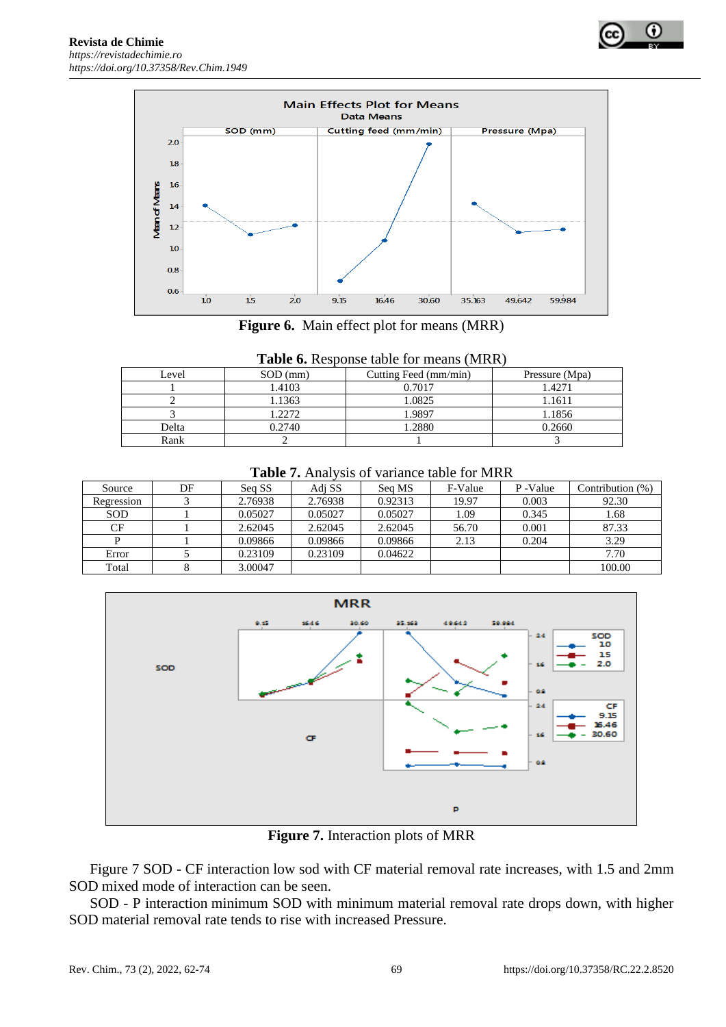**Figure 6.** Main effect plot for means (MRR)

**Table 6.** Response table for means (MRR)

| Level | SOD (mm) | Cutting Feed (mm/min) | Pressure (Mpa) |
|---|---|---|---|
| 1 | 1.4103 | 0.7017 | 1.4271 |
| 2 | 1.1363 | 1.0825 | 1.1611 |
| 3 | 1.2272 | 1.9897 | 1.1856 |
| Delta | 0.2740 | 1.2880 | 0.2660 |
| Rank | 2 | 1 | 3 |

**Table 7.** Analysis of variance table for MRR

| Source | DF | Seq SS | Adj SS | Seq MS | F-Value | P -Value | Contribution (%) |
|---|---|---|---|---|---|---|---|
| Regression | 3 | 2.76938 | 2.76938 | 0.92313 | 19.97 | 0.003 | 92.30 |
| SOD | 1 | 0.05027 | 0.05027 | 0.05027 | 1.09 | 0.345 | 1.68 |
| CF | 1 | 2.62045 | 2.62045 | 2.62045 | 56.70 | 0.001 | 87.33 |
| P | 1 | 0.09866 | 0.09866 | 0.09866 | 2.13 | 0.204 | 3.29 |
| Error | 5 | 0.23109 | 0.23109 | 0.04622 | | | 7.70 |
| Total | 8 | 3.00047 | | | | | 100.00 |

**Figure 7.** Interaction plots of MRR

Figure 7 SOD - CF interaction low sod with CF material removal rate increases, with 1.5 and 2mm SOD mixed mode of interaction can be seen.

SOD - P interaction minimum SOD with minimum material removal rate drops down, with higher SOD material removal rate tends to rise with increased Pressure.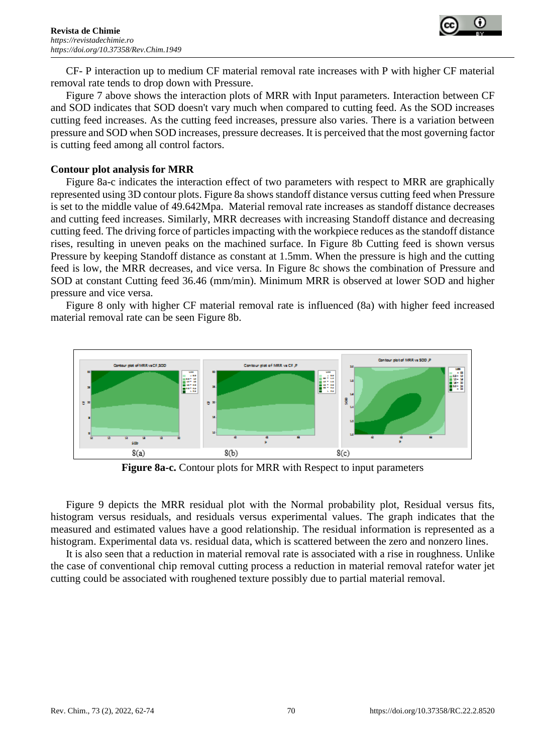CF- P interaction up to medium CF material removal rate increases with P with higher CF material removal rate tends to drop down with Pressure.

Figure 7 above shows the interaction plots of MRR with Input parameters. Interaction between CF and SOD indicates that SOD doesn't vary much when compared to cutting feed. As the SOD increases cutting feed increases. As the cutting feed increases, pressure also varies. There is a variation between pressure and SOD when SOD increases, pressure decreases. It is perceived that the most governing factor is cutting feed among all control factors.

**Contour plot analysis for MRR**

Figure 8a-c indicates the interaction effect of two parameters with respect to MRR are graphically represented using 3D contour plots. Figure 8a shows standoff distance versus cutting feed when Pressure is set to the middle value of 49.642Mpa. Material removal rate increases as standoff distance decreases and cutting feed increases. Similarly, MRR decreases with increasing Standoff distance and decreasing cutting feed. The driving force of particles impacting with the workpiece reduces as the standoff distance rises, resulting in uneven peaks on the machined surface. In Figure 8b Cutting feed is shown versus Pressure by keeping Standoff distance as constant at 1.5mm. When the pressure is high and the cutting feed is low, the MRR decreases, and vice versa. In Figure 8c shows the combination of Pressure and SOD at constant Cutting feed 36.46 (mm/min). Minimum MRR is observed at lower SOD and higher pressure and vice versa.

Figure 8 only with higher CF material removal rate is influenced (8a) with higher feed increased material removal rate can be seen Figure 8b.

8(a) 8(b) 8(c)

**Figure 8a-c.** Contour plots for MRR with Respect to input parameters

Figure 9 depicts the MRR residual plot with the Normal probability plot, Residual versus fits, histogram versus residuals, and residuals versus experimental values. The graph indicates that the measured and estimated values have a good relationship. The residual information is represented as a histogram. Experimental data vs. residual data, which is scattered between the zero and nonzero lines.

It is also seen that a reduction in material removal rate is associated with a rise in roughness. Unlike the case of conventional chip removal cutting process a reduction in material removal ratefor water jet cutting could be associated with roughened texture possibly due to partial material removal.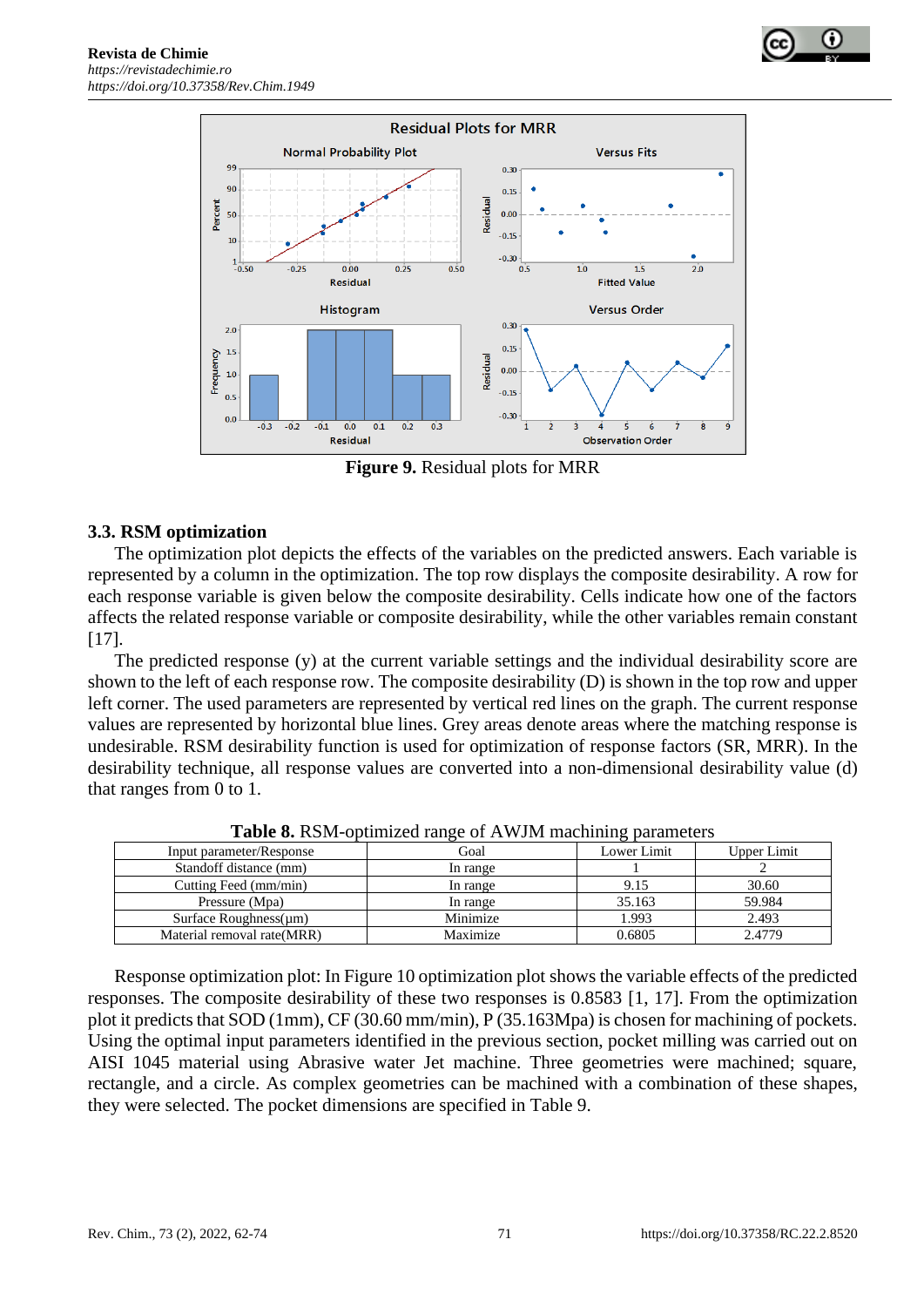**Figure 9.** Residual plots for MRR

### 3.3. RSM optimization

The optimization plot depicts the effects of the variables on the predicted answers. Each variable is represented by a column in the optimization. The top row displays the composite desirability. A row for each response variable is given below the composite desirability. Cells indicate how one of the factors affects the related response variable or composite desirability, while the other variables remain constant [17].

The predicted response (y) at the current variable settings and the individual desirability score are shown to the left of each response row. The composite desirability (D) is shown in the top row and upper left corner. The used parameters are represented by vertical red lines on the graph. The current response values are represented by horizontal blue lines. Grey areas denote areas where the matching response is undesirable. RSM desirability function is used for optimization of response factors (SR, MRR). In the desirability technique, all response values are converted into a non-dimensional desirability value (d) that ranges from 0 to 1.

**Table 8.** RSM-optimized range of AWJM machining parameters

| Input parameter/Response | Goal | Lower Limit | Upper Limit |
|---|---|---|---|
| Standoff distance (mm) | In range | 1 | 2 |
| Cutting Feed (mm/min) | In range | 9.15 | 30.60 |
| Pressure (Mpa) | In range | 35.163 | 59.984 |
| Surface Roughness(μm) | Minimize | 1.993 | 2.493 |
| Material removal rate(MRR) | Maximize | 0.6805 | 2.4779 |

Response optimization plot: In Figure 10 optimization plot shows the variable effects of the predicted responses. The composite desirability of these two responses is 0.8583 [1, 17]. From the optimization plot it predicts that SOD (1mm), CF (30.60 mm/min), P (35.163Mpa) is chosen for machining of pockets. Using the optimal input parameters identified in the previous section, pocket milling was carried out on AISI 1045 material using Abrasive water Jet machine. Three geometries were machined; square, rectangle, and a circle. As complex geometries can be machined with a combination of these shapes, they were selected. The pocket dimensions are specified in Table 9.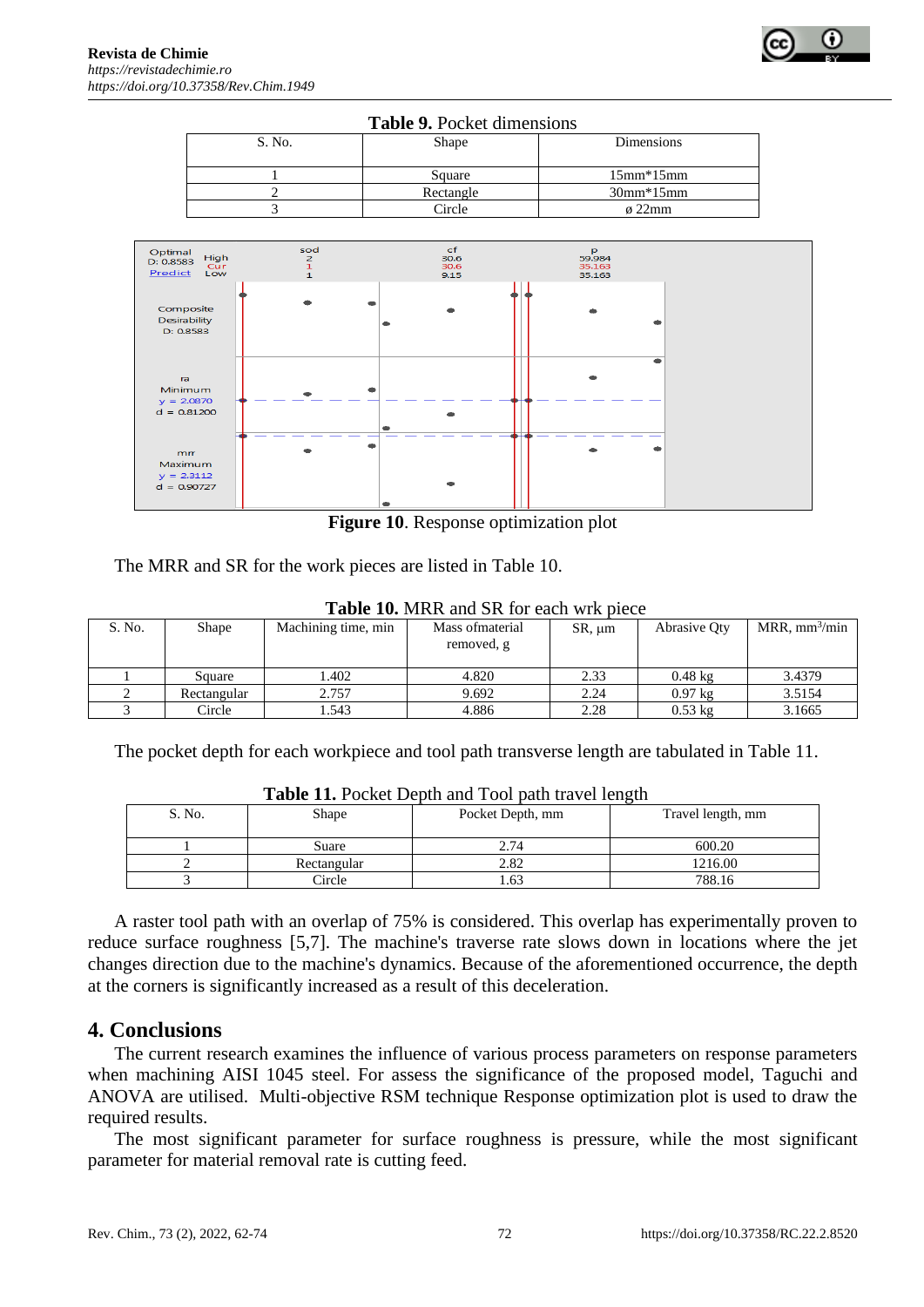**Table 9.** Pocket dimensions

| S. No. | Shape | Dimensions |
|---|---|---|
| 1 | Square | 15mm*15mm |
| 2 | Rectangle | 30mm*15mm |
| 3 | Circle | ø 22mm |

**Figure 10**. Response optimization plot

The MRR and SR for the work pieces are listed in Table 10.

**Table 10.** MRR and SR for each wrk piece

| S. No. | Shape | Machining time, min | Mass ofmaterial removed, g | SR, μm | Abrasive Qty | MRR, $mm^3/min$ |
|---|---|---|---|---|---|---|
| 1 | Square | 1.402 | 4.820 | 2.33 | 0.48 kg | 3.4379 |
| 2 | Rectangular | 2.757 | 9.692 | 2.24 | 0.97 kg | 3.5154 |
| 3 | Circle | 1.543 | 4.886 | 2.28 | 0.53 kg | 3.1665 |

The pocket depth for each workpiece and tool path transverse length are tabulated in Table 11.

**Table 11.** Pocket Depth and Tool path travel length

| S. No. | Shape | Pocket Depth, mm | Travel length, mm |
|---|---|---|---|
| 1 | Suare | 2.74 | 600.20 |
| 2 | Rectangular | 2.82 | 1216.00 |
| 3 | Circle | 1.63 | 788.16 |

A raster tool path with an overlap of 75% is considered. This overlap has experimentally proven to reduce surface roughness [5,7]. The machine's traverse rate slows down in locations where the jet changes direction due to the machine's dynamics. Because of the aforementioned occurrence, the depth at the corners is significantly increased as a result of this deceleration.

## 4. Conclusions

The current research examines the influence of various process parameters on response parameters when machining AISI 1045 steel. For assess the significance of the proposed model, Taguchi and ANOVA are utilised. Multi-objective RSM technique Response optimization plot is used to draw the required results.

The most significant parameter for surface roughness is pressure, while the most significant parameter for material removal rate is cutting feed.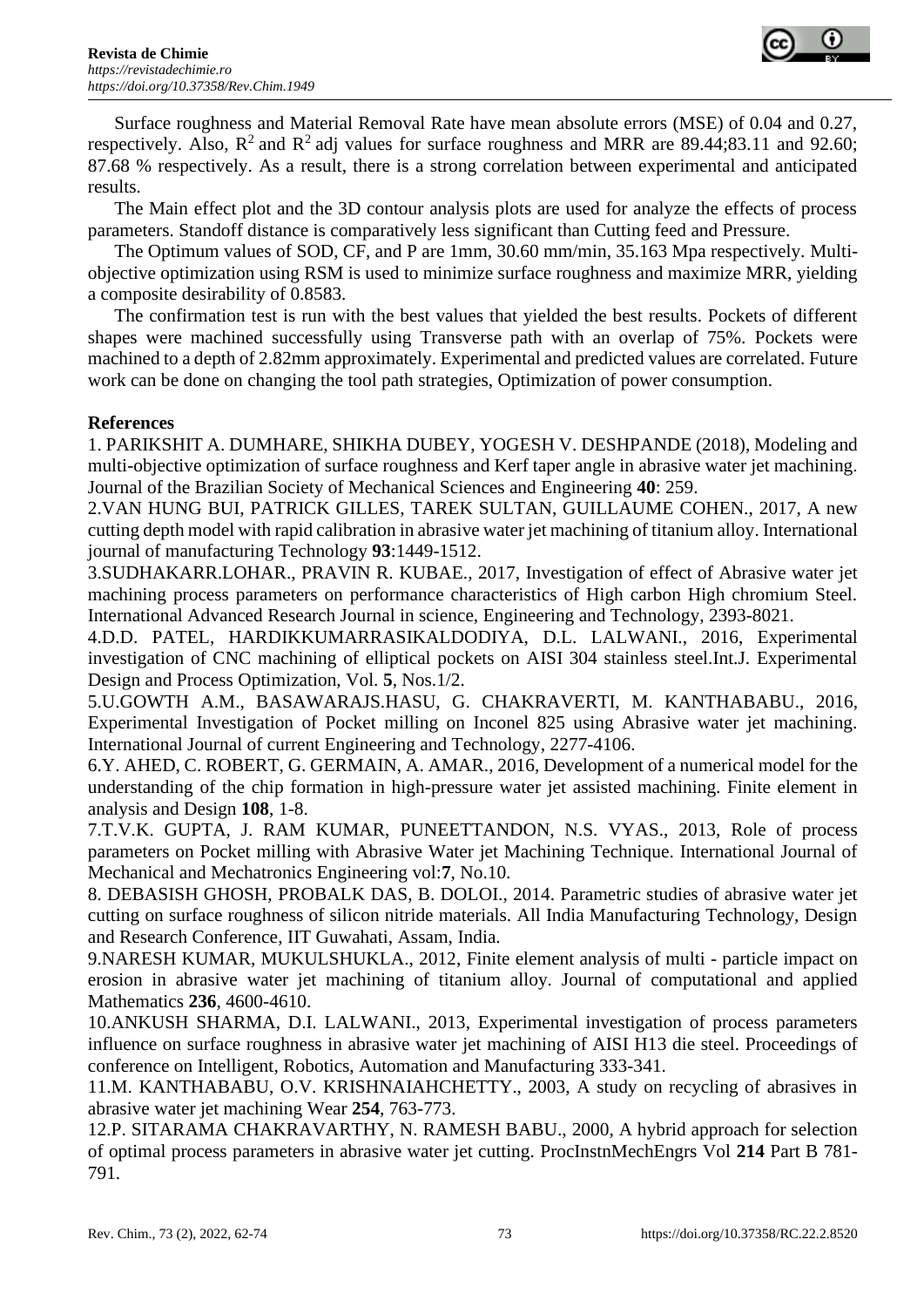Surface roughness and Material Removal Rate have mean absolute errors (MSE) of 0.04 and 0.27, respectively. Also, $R^2$ and $R^2$ adj values for surface roughness and MRR are 89.44;83.11 and 92.60; 87.68 % respectively. As a result, there is a strong correlation between experimental and anticipated results.

The Main effect plot and the 3D contour analysis plots are used for analyze the effects of process parameters. Standoff distance is comparatively less significant than Cutting feed and Pressure.

The Optimum values of SOD, CF, and P are 1mm, 30.60 mm/min, 35.163 Mpa respectively. Multi-objective optimization using RSM is used to minimize surface roughness and maximize MRR, yielding a composite desirability of 0.8583.

The confirmation test is run with the best values that yielded the best results. Pockets of different shapes were machined successfully using Transverse path with an overlap of 75%. Pockets were machined to a depth of 2.82mm approximately. Experimental and predicted values are correlated. Future work can be done on changing the tool path strategies, Optimization of power consumption.

## References

1. PARIKSHIT A. DUMHARE, SHIKHA DUBEY, YOGESH V. DESHPANDE (2018), Modeling and multi-objective optimization of surface roughness and Kerf taper angle in abrasive water jet machining. Journal of the Brazilian Society of Mechanical Sciences and Engineering **40**: 259.

2.VAN HUNG BUI, PATRICK GILLES, TAREK SULTAN, GUILLAUME COHEN., 2017, A new cutting depth model with rapid calibration in abrasive water jet machining of titanium alloy. International journal of manufacturing Technology **93**:1449-1512.

3.SUDHAKARR.LOHAR., PRAVIN R. KUBAE., 2017, Investigation of effect of Abrasive water jet machining process parameters on performance characteristics of High carbon High chromium Steel. International Advanced Research Journal in science, Engineering and Technology, 2393-8021.

4.D.D. PATEL, HARDIKKUMARRASIKALDODIYA, D.L. LALWANI., 2016, Experimental investigation of CNC machining of elliptical pockets on AISI 304 stainless steel.Int.J. Experimental Design and Process Optimization, Vol. **5**, Nos.1/2.

5.U.GOWTH A.M., BASAWARAJS.HASU, G. CHAKRAVERTI, M. KANTHABABU., 2016, Experimental Investigation of Pocket milling on Inconel 825 using Abrasive water jet machining. International Journal of current Engineering and Technology, 2277-4106.

6.Y. AHED, C. ROBERT, G. GERMAIN, A. AMAR., 2016, Development of a numerical model for the understanding of the chip formation in high-pressure water jet assisted machining. Finite element in analysis and Design **108**, 1-8.

7.T.V.K. GUPTA, J. RAM KUMAR, PUNEETTANDON, N.S. VYAS., 2013, Role of process parameters on Pocket milling with Abrasive Water jet Machining Technique. International Journal of Mechanical and Mechatronics Engineering vol:**7**, No.10.

8. DEBASISH GHOSH, PROBALK DAS, B. DOLOI., 2014. Parametric studies of abrasive water jet cutting on surface roughness of silicon nitride materials. All India Manufacturing Technology, Design and Research Conference, IIT Guwahati, Assam, India.

9.NARESH KUMAR, MUKULSHUKLA., 2012, Finite element analysis of multi - particle impact on erosion in abrasive water jet machining of titanium alloy. Journal of computational and applied Mathematics **236**, 4600-4610.

10.ANKUSH SHARMA, D.I. LALWANI., 2013, Experimental investigation of process parameters influence on surface roughness in abrasive water jet machining of AISI H13 die steel. Proceedings of conference on Intelligent, Robotics, Automation and Manufacturing 333-341.

11.M. KANTHABABU, O.V. KRISHNAIAHCHETTY., 2003, A study on recycling of abrasives in abrasive water jet machining Wear **254**, 763-773.

12.P. SITARAMA CHAKRAVARTHY, N. RAMESH BABU., 2000, A hybrid approach for selection of optimal process parameters in abrasive water jet cutting. ProcInstnMechEngrs Vol **214** Part B 781-791.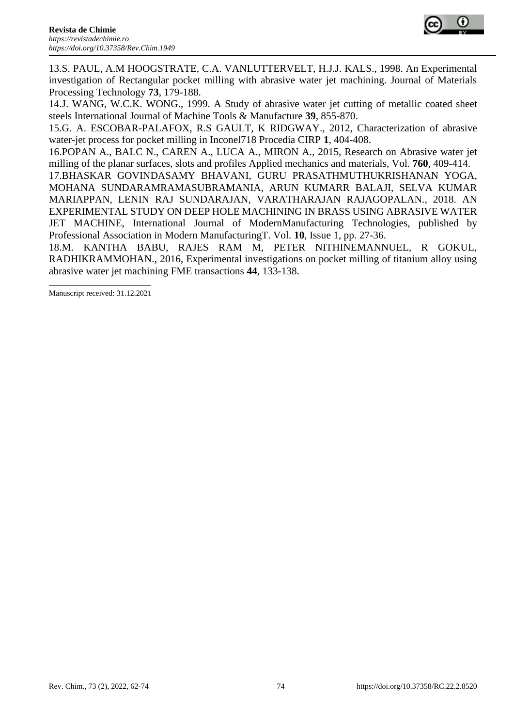13.S. PAUL, A.M HOOGSTRATE, C.A. VANLUTTERVELT, H.J.J. KALS., 1998. An Experimental investigation of Rectangular pocket milling with abrasive water jet machining. Journal of Materials Processing Technology **73**, 179-188.

14.J. WANG, W.C.K. WONG., 1999. A Study of abrasive water jet cutting of metallic coated sheet steels International Journal of Machine Tools & Manufacture **39**, 855-870.

15.G. A. ESCOBAR-PALAFOX, R.S GAULT, K RIDGWAY., 2012, Characterization of abrasive water-jet process for pocket milling in Inconel718 Procedia CIRP **1**, 404-408.

16.POPAN A., BALC N., CAREN A., LUCA A., MIRON A., 2015, Research on Abrasive water jet milling of the planar surfaces, slots and profiles Applied mechanics and materials, Vol. **760**, 409-414.

17.BHASKAR GOVINDASAMY BHAVANI, GURU PRASATHMUTHUKRISHANAN YOGA, MOHANA SUNDARAMRAMASUBRAMANIA, ARUN KUMARR BALAJI, SELVA KUMAR MARIAPPAN, LENIN RAJ SUNDARAJAN, VARATHARAJAN RAJAGOPALAN., 2018. AN EXPERIMENTAL STUDY ON DEEP HOLE MACHINING IN BRASS USING ABRASIVE WATER JET MACHINE, International Journal of ModernManufacturing Technologies, published by Professional Association in Modern ManufacturingT. Vol. **10**, Issue 1, pp. 27-36.

18.M. KANTHA BABU, RAJES RAM M, PETER NITHINEMANNUEL, R GOKUL, RADHIKRAMMOHAN., 2016, Experimental investigations on pocket milling of titanium alloy using abrasive water jet machining FME transactions **44**, 133-138.

---

Manuscript received: 31.12.2021